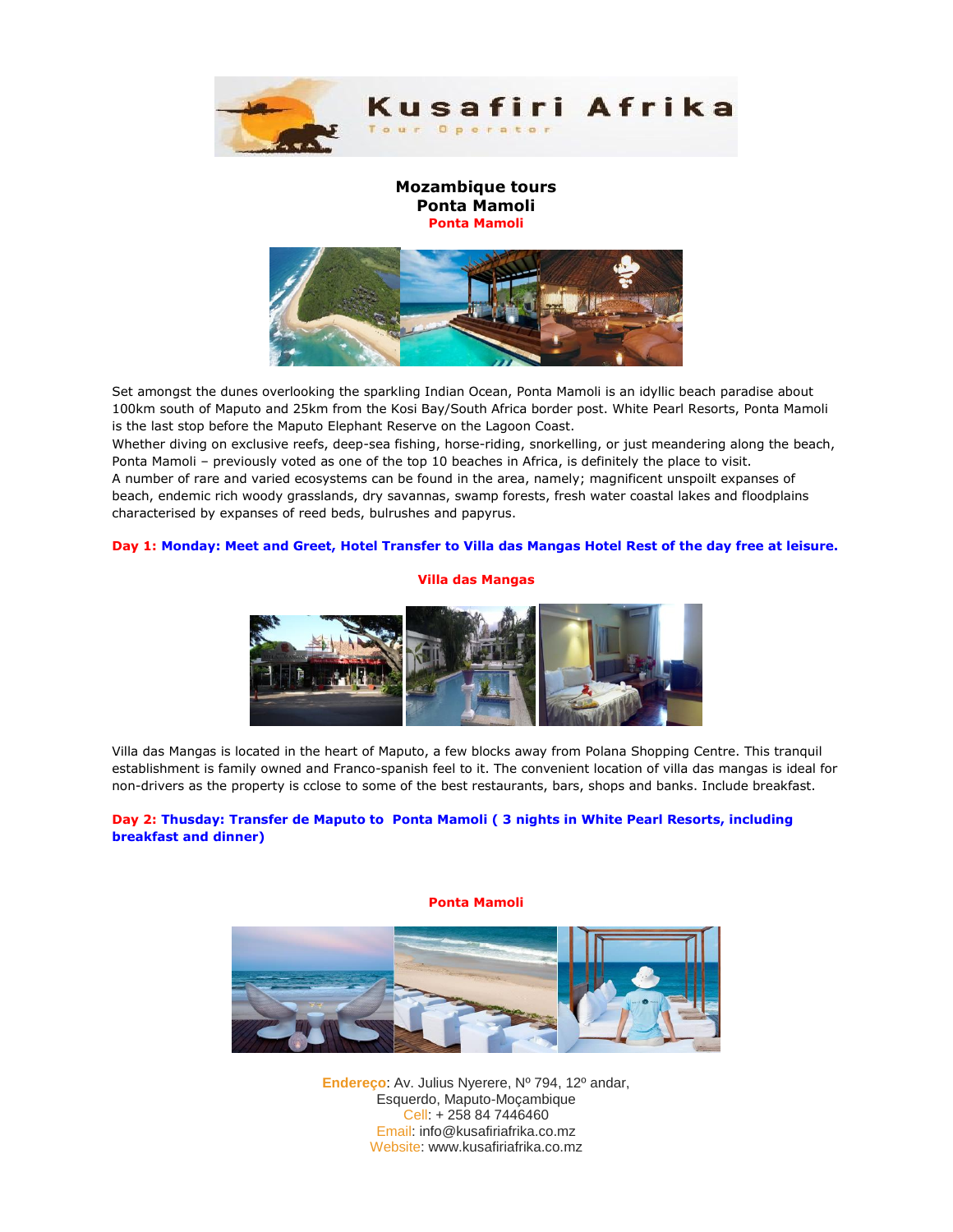Kusafiri Afrika
Tour Operator

# Mozambique tours
## Ponta Mamoli
**Ponta Mamoli**

Set amongst the dunes overlooking the sparkling Indian Ocean, Ponta Mamoli is an idyllic beach paradise about 100km south of Maputo and 25km from the Kosi Bay/South Africa border post. White Pearl Resorts, Ponta Mamoli is the last stop before the Maputo Elephant Reserve on the Lagoon Coast.
Whether diving on exclusive reefs, deep-sea fishing, horse-riding, snorkelling, or just meandering along the beach, Ponta Mamoli – previously voted as one of the top 10 beaches in Africa, is definitely the place to visit.
A number of rare and varied ecosystems can be found in the area, namely; magnificent unspoilt expanses of beach, endemic rich woody grasslands, dry savannas, swamp forests, fresh water coastal lakes and floodplains characterised by expanses of reed beds, bulrushes and papyrus.

**Day 1: Monday: Meet and Greet, Hotel Transfer to Villa das Mangas Hotel Rest of the day free at leisure.**

**Villa das Mangas**

Villa das Mangas is located in the heart of Maputo, a few blocks away from Polana Shopping Centre. This tranquil establishment is family owned and Franco-spanish feel to it. The convenient location of villa das mangas is ideal for non-drivers as the property is cclose to some of the best restaurants, bars, shops and banks. Include breakfast.

**Day 2: Thusday: Transfer de Maputo to Ponta Mamoli ( 3 nights in White Pearl Resorts, including breakfast and dinner)**

**Ponta Mamoli**

Endereço: Av. Julius Nyerere, Nº 794, 12º andar,
Esquerdo, Maputo-Moçambique
Cell: + 258 84 7446460
Email: info@kusafiriafrika.co.mz
Website: www.kusafiriafrika.co.mz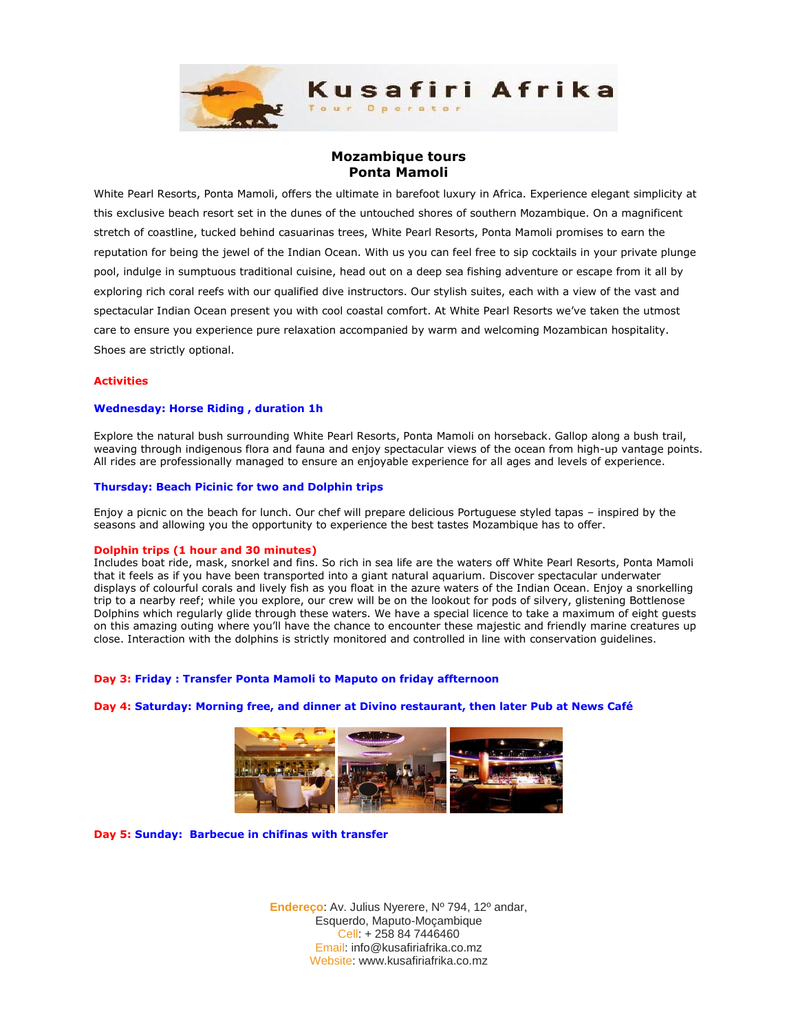# Mozambique tours
## Ponta Mamoli

White Pearl Resorts, Ponta Mamoli, offers the ultimate in barefoot luxury in Africa. Experience elegant simplicity at this exclusive beach resort set in the dunes of the untouched shores of southern Mozambique. On a magnificent stretch of coastline, tucked behind casuarinas trees, White Pearl Resorts, Ponta Mamoli promises to earn the reputation for being the jewel of the Indian Ocean. With us you can feel free to sip cocktails in your private plunge pool, indulge in sumptuous traditional cuisine, head out on a deep sea fishing adventure or escape from it all by exploring rich coral reefs with our qualified dive instructors. Our stylish suites, each with a view of the vast and spectacular Indian Ocean present you with cool coastal comfort. At White Pearl Resorts we've taken the utmost care to ensure you experience pure relaxation accompanied by warm and welcoming Mozambican hospitality. Shoes are strictly optional.

### Activities

**Wednesday: Horse Riding , duration 1h**

Explore the natural bush surrounding White Pearl Resorts, Ponta Mamoli on horseback. Gallop along a bush trail, weaving through indigenous flora and fauna and enjoy spectacular views of the ocean from high-up vantage points. All rides are professionally managed to ensure an enjoyable experience for all ages and levels of experience.

**Thursday: Beach Picinic for two and Dolphin trips**

Enjoy a picnic on the beach for lunch. Our chef will prepare delicious Portuguese styled tapas – inspired by the seasons and allowing you the opportunity to experience the best tastes Mozambique has to offer.

**Dolphin trips (1 hour and 30 minutes)**
Includes boat ride, mask, snorkel and fins. So rich in sea life are the waters off White Pearl Resorts, Ponta Mamoli that it feels as if you have been transported into a giant natural aquarium. Discover spectacular underwater displays of colourful corals and lively fish as you float in the azure waters of the Indian Ocean. Enjoy a snorkelling trip to a nearby reef; while you explore, our crew will be on the lookout for pods of silvery, glistening Bottlenose Dolphins which regularly glide through these waters. We have a special licence to take a maximum of eight guests on this amazing outing where you'll have the chance to encounter these majestic and friendly marine creatures up close. Interaction with the dolphins is strictly monitored and controlled in line with conservation guidelines.

**Day 3: Friday : Transfer Ponta Mamoli to Maputo on friday affternoon**

**Day 4: Saturday: Morning free, and dinner at Divino restaurant, then later Pub at News Café**

**Day 5: Sunday: Barbecue in chifinas with transfer**

Endereço: Av. Julius Nyerere, Nº 794, 12º andar,
Esquerdo, Maputo-Moçambique
Cell: + 258 84 7446460
Email: info@kusafiriafrika.co.mz
Website: www.kusafiriafrika.co.mz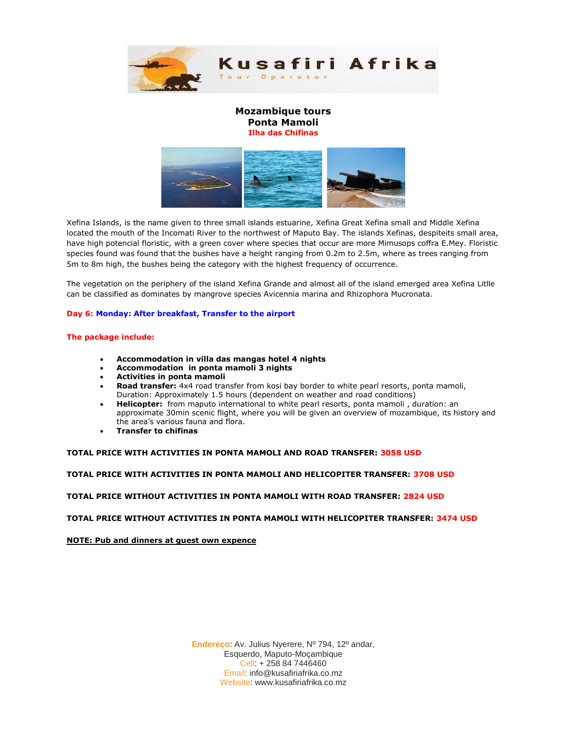# Kusafiri Afrika

Tour Operator

## Mozambique tours
## Ponta Mamoli
### Ilha das Chifinas

Xefina Islands, is the name given to three small islands estuarine, Xefina Great Xefina small and Middle Xefina located the mouth of the Incomati River to the northwest of Maputo Bay. The islands Xefinas, despiteits small area, have high potencial floristic, with a green cover where species that occur are more Mimusops coffra E.Mey. Floristic species found was found that the bushes have a height ranging from 0.2m to 2.5m, where as trees ranging from 5m to 8m high, the bushes being the category with the highest frequency of occurrence.

The vegetation on the periphery of the island Xefina Grande and almost all of the island emerged area Xefina Litlle can be classified as dominates by mangrove species Avicennia marina and Rhizophora Mucronata.

**Day 6: Monday: After breakfast, Transfer to the airport**

**The package include:**

- **Accommodation in villa das mangas hotel 4 nights**
- **Accommodation in ponta mamoli 3 nights**
- **Activities in ponta mamoli**
- **Road transfer:** 4x4 road transfer from kosi bay border to white pearl resorts, ponta mamoli, Duration: Approximately 1.5 hours (dependent on weather and road conditions)
- **Helicopter:** from maputo international to white pearl resorts, ponta mamoli , duration: an approximate 30min scenic flight, where you will be given an overview of mozambique, its history and the area's various fauna and flora.
- **Transfer to chifinas**

**TOTAL PRICE WITH ACTIVITIES IN PONTA MAMOLI AND ROAD TRANSFER: 3058 USD**

**TOTAL PRICE WITH ACTIVITIES IN PONTA MAMOLI AND HELICOPITER TRANSFER: 3708 USD**

**TOTAL PRICE WITHOUT ACTIVITIES IN PONTA MAMOLI WITH ROAD TRANSFER: 2824 USD**

**TOTAL PRICE WITHOUT ACTIVITIES IN PONTA MAMOLI WITH HELICOPITER TRANSFER: 3474 USD**

**NOTE: Pub and dinners at guest own expence**

Endereço: Av. Julius Nyerere, Nº 794, 12º andar,
Esquerdo, Maputo-Moçambique
Cell: + 258 84 7446460
Email: info@kusafiriafrika.co.mz
Website: www.kusafiriafrika.co.mz